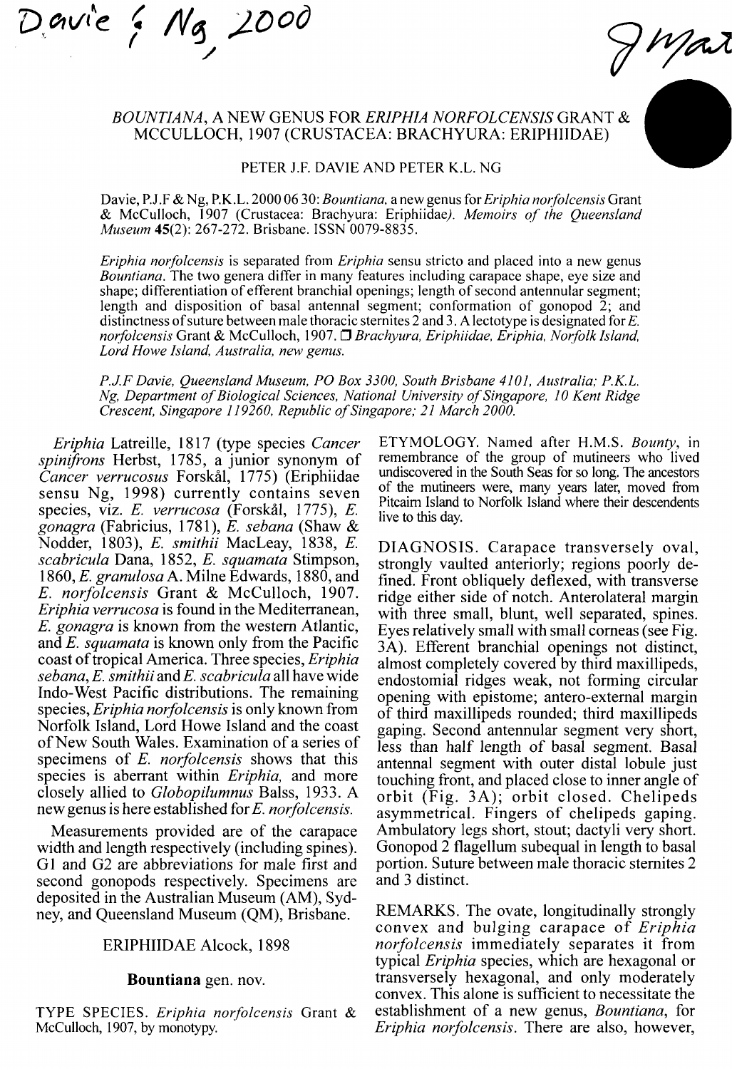Davie & Ng, 2000

# *BOUNTIANA*, A NEW GENUS FOR *ERIPHIA NORFOLCENSIS* GRANT & MCCULLOCH, 1907 (CRUSTACEA: BRACHYURA: ERIPHIIDAE)

PETER J.F. DAVIE AND PETER K.L. NG

Davie, P.J.F & Ng, P.K.L. 2000 06 30: *Bountiana*, a new genus for *Eriphia norfolcensis* Grant & McCulloch, 1907 (Crustacea: Brachyura: Eriphiidae). *Memoirs of the Queensland Museum* **45**(2): 267-272. Brisbane. ISSN 0079-8835.

*Eriphia norfolcensis* is separated from *Eriphia* sensu stricto and placed into a new genus *Bountiana*. The two genera differ in many features including carapace shape, eye size and shape; differentiation of efferent branchial openings; length of second antennular segment; length and disposition of basal antennal segment; conformation of gonopod 2; and distinctness of suture between male thoracic sternites 2 and 3. A lectotype is designated for *E. norfolcensis* Grant & McCulloch, 1907. ❑ *Brachyura, Eriphiidae, Eriphia, Norfolk Island, Lord Howe Island, Australia, new genus.*

*P.J.F Davie, Queensland Museum, PO Box 3300, South Brisbane 4101, Australia; P.K.L. Ng, Department of Biological Sciences, National University of Singapore, 10 Kent Ridge Crescent, Singapore 119260, Republic of Singapore; 21 March 2000.*

*Eriphia* Latreille, 1817 (type species *Cancer spinifrons* Herbst, 1785, a junior synonym of *Cancer verrucosus* Forskål, 1775) (Eriphiidae sensu Ng, 1998) currently contains seven species, viz. *E. verrucosa* (Forskål, 1775), *E. gonagra* (Fabricius, 1781), *E. sebana* (Shaw & Nodder, 1803), *E. smithii* MacLeay, 1838, *E. scabricula* Dana, 1852, *E. squamata* Stimpson, 1860, *E. granulosa* A. Milne Edwards, 1880, and *E. norfolcensis* Grant & McCulloch, 1907. *Eriphia verrucosa* is found in the Mediterranean, *E. gonagra* is known from the western Atlantic, and *E. squamata* is known only from the Pacific coast of tropical America. Three species, *Eriphia sebana*, *E. smithii* and *E. scabricula* all have wide Indo-West Pacific distributions. The remaining species, *Eriphia norfolcensis* is only known from Norfolk Island, Lord Howe Island and the coast of New South Wales. Examination of a series of specimens of *E. norfolcensis* shows that this species is aberrant within *Eriphia*, and more closely allied to *Globopilumnus* Balss, 1933. A new genus is here established for *E. norfolcensis*.

Measurements provided are of the carapace width and length respectively (including spines). G1 and G2 are abbreviations for male first and second gonopods respectively. Specimens are deposited in the Australian Museum (AM), Sydney, and Queensland Museum (QM), Brisbane.

## ERIPHIIDAE Alcock, 1898

### **Bountiana** gen. nov.

TYPE SPECIES. *Eriphia norfolcensis* Grant & McCulloch, 1907, by monotypy.

ETYMOLOGY. Named after H.M.S. *Bounty*, in remembrance of the group of mutineers who lived undiscovered in the South Seas for so long. The ancestors of the mutineers were, many years later, moved from Pitcairn Island to Norfolk Island where their descendents live to this day.

DIAGNOSIS. Carapace transversely oval, strongly vaulted anteriorly; regions poorly defined. Front obliquely deflexed, with transverse ridge either side of notch. Anterolateral margin with three small, blunt, well separated, spines. Eyes relatively small with small corneas (see Fig. 3A). Efferent branchial openings not distinct, almost completely covered by third maxillipeds, endostomial ridges weak, not forming circular opening with epistome; antero-external margin of third maxillipeds rounded; third maxillipeds gaping. Second antennular segment very short, less than half length of basal segment. Basal antennal segment with outer distal lobule just touching front, and placed close to inner angle of orbit (Fig. 3A); orbit closed. Chelipeds asymmetrical. Fingers of chelipeds gaping. Ambulatory legs short, stout; dactyli very short. Gonopod 2 flagellum subequal in length to basal portion. Suture between male thoracic sternites 2 and 3 distinct.

REMARKS. The ovate, longitudinally strongly convex and bulging carapace of *Eriphia norfolcensis* immediately separates it from typical *Eriphia* species, which are hexagonal or transversely hexagonal, and only moderately convex. This alone is sufficient to necessitate the establishment of a new genus, *Bountiana*, for *Eriphia norfolcensis*. There are also, however,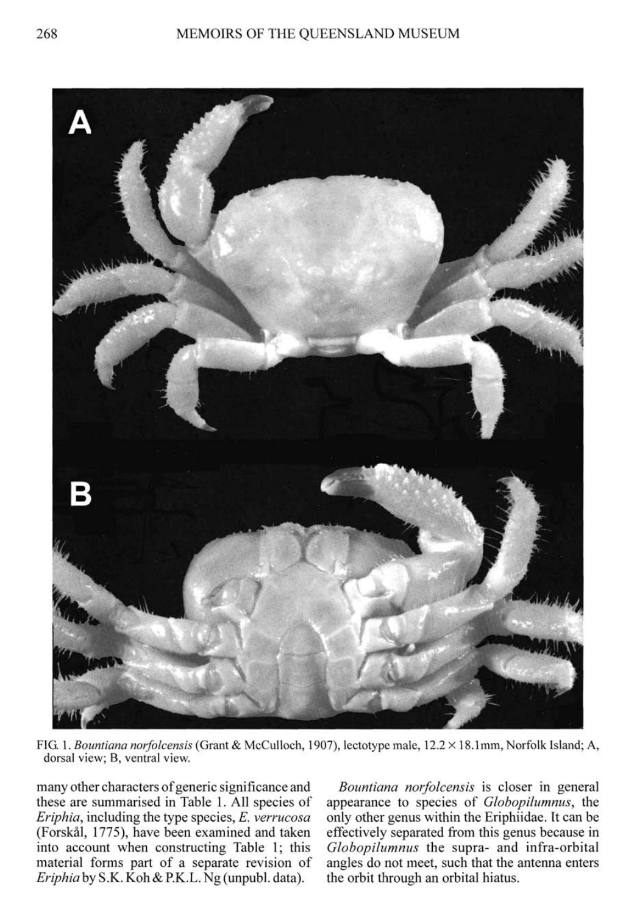FIG. 1. *Bountiana norfolcensis* (Grant & McCulloch, 1907), lectotype male, 12.2 × 18.1mm, Norfolk Island; A, dorsal view; B, ventral view.

many other characters of generic significance and these are summarised in Table 1. All species of *Eriphia*, including the type species, *E. verrucosa* (Forskål, 1775), have been examined and taken into account when constructing Table 1; this material forms part of a separate revision of *Eriphia* by S.K. Koh & P.K.L. Ng (unpubl. data).

*Bountiana norfolcensis* is closer in general appearance to species of *Globopilumnus*, the only other genus within the Eriphiidae. It can be effectively separated from this genus because in *Globopilumnus* the supra- and infra-orbital angles do not meet, such that the antenna enters the orbit through an orbital hiatus.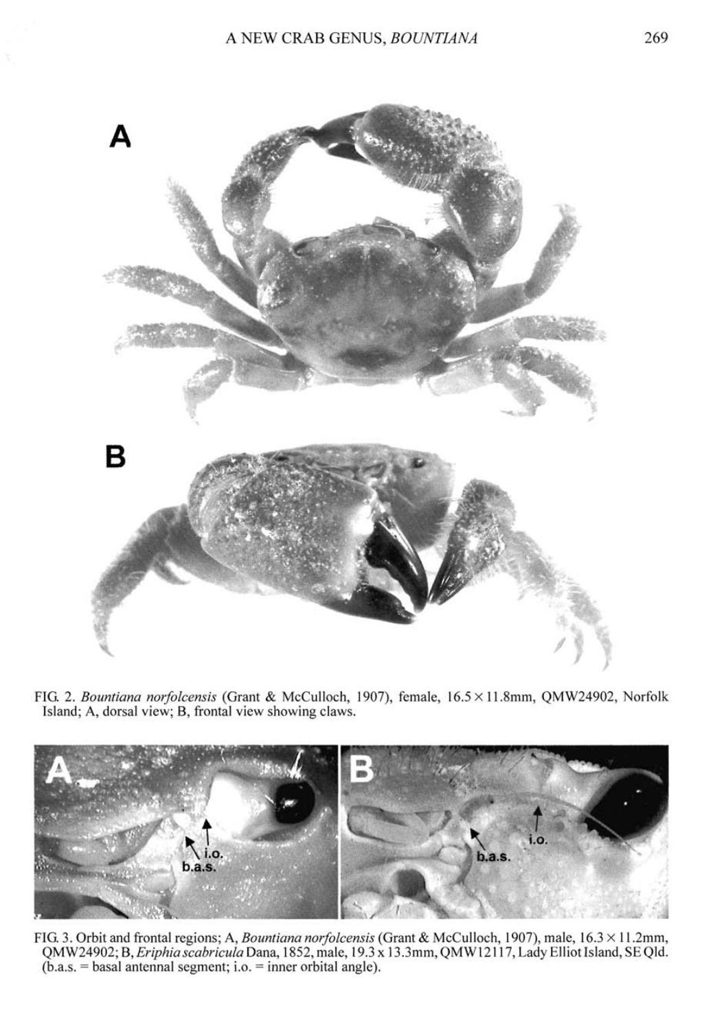FIG. 2. *Bountiana norfolcensis* (Grant & McCulloch, 1907), female, 16.5 × 11.8mm, QMW24902, Norfolk Island; A, dorsal view; B, frontal view showing claws.

FIG. 3. Orbit and frontal regions; A, *Bountiana norfolcensis* (Grant & McCulloch, 1907), male, 16.3 × 11.2mm, QMW24902; B, *Eriphia scabricula* Dana, 1852, male, 19.3 x 13.3mm, QMW12117, Lady Elliot Island, SE Qld. (b.a.s. = basal antennal segment; i.o. = inner orbital angle).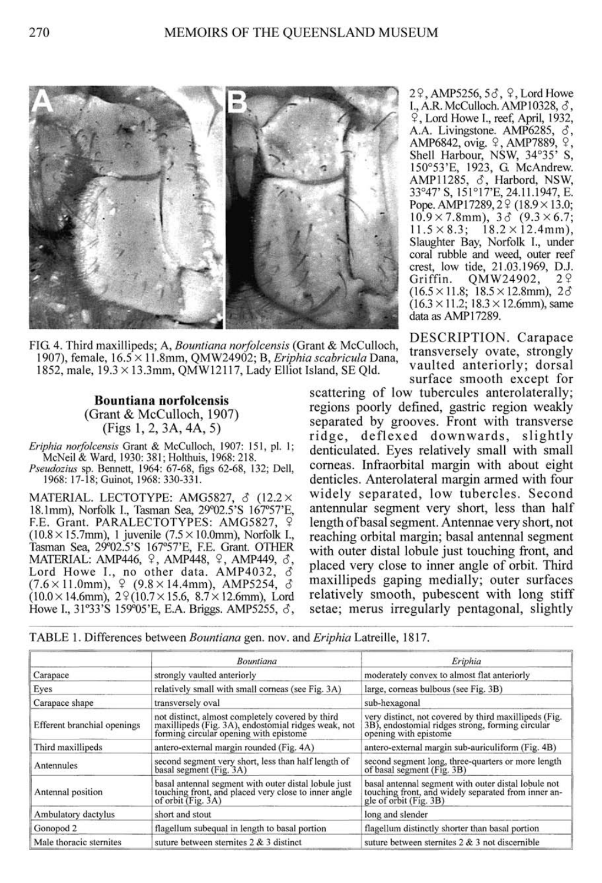FIG. 4. Third maxillipeds; A, *Bountiana norfolcensis* (Grant & McCulloch, 1907), female, 16.5 × 11.8mm, QMW24902; B, *Eriphia scabricula* Dana, 1852, male, 19.3 × 13.3mm, QMW12117, Lady Elliot Island, SE Qld.

## Bountiana norfolcensis
(Grant & McCulloch, 1907)
(Figs 1, 2, 3A, 4A, 5)

*Eriphia norfolcensis* Grant & McCulloch, 1907: 151, pl. 1; McNeil & Ward, 1930: 381; Holthuis, 1968: 218.
*Pseudozius* sp. Bennett, 1964: 67-68, figs 62-68, 132; Dell, 1968: 17-18; Guinot, 1968: 330-331.

MATERIAL. LECTOTYPE: AMG5827, ♂ (12.2 × 18.1mm), Norfolk I., Tasman Sea, 29°02.5'S 167°57'E, F.E. Grant. PARALECTOTYPES: AMG5827, ♀ (10.8 × 15.7mm), 1 juvenile (7.5 × 10.0mm), Norfolk I., Tasman Sea, 29°02.5'S 167°57'E, F.E. Grant. OTHER MATERIAL: AMP446, ♀, AMP448, ♀, AMP449, ♂, Lord Howe I., no other data. AMP4032, ♂ (7.6 × 11.0mm), ♀ (9.8 × 14.4mm), AMP5254, ♂ (10.0 × 14.6mm), 2♀ (10.7 × 15.6, 8.7 × 12.6mm), Lord Howe I., 31°33'S 159°05'E, E.A. Briggs. AMP5255, ♂, 2♀, AMP5256, 5♂, ♀, Lord Howe I., A.R. McCulloch. AMP10328, ♂, ♀, Lord Howe I., reef, April, 1932, A.A. Livingstone. AMP6285, ♂, AMP6842, ovig. ♀, AMP7889, ♀, Shell Harbour, NSW, 34°35' S, 150°53'E, 1923, G. McAndrew. AMP11285, ♂, Harbord, NSW, 33°47' S, 151°17'E, 24.11.1947, E. Pope. AMP17289, 2♀ (18.9 × 13.0; 10.9 × 7.8mm), 3♂ (9.3 × 6.7; 11.5 × 8.3; 18.2 × 12.4mm), Slaughter Bay, Norfolk I., under coral rubble and weed, outer reef crest, low tide, 21.03.1969, D.J. Griffin. QMW24902, 2♀ (16.5 × 11.8; 18.5 × 12.8mm), 2♂ (16.3 × 11.2; 18.3 × 12.6mm), same data as AMP17289.

DESCRIPTION. Carapace transversely ovate, strongly vaulted anteriorly; dorsal surface smooth except for scattering of low tubercules anterolaterally; regions poorly defined, gastric region weakly separated by grooves. Front with transverse ridge, deflexed downwards, slightly denticulated. Eyes relatively small with small corneas. Infraorbital margin with about eight denticles. Anterolateral margin armed with four widely separated, low tubercles. Second antennular segment very short, less than half length of basal segment. Antennae very short, not reaching orbital margin; basal antennal segment with outer distal lobule just touching front, and placed very close to inner angle of orbit. Third maxillipeds gaping medially; outer surfaces relatively smooth, pubescent with long stiff setae; merus irregularly pentagonal, slightly

TABLE 1. Differences between *Bountiana* gen. nov. and *Eriphia* Latreille, 1817.

| | *Bountiana* | *Eriphia* |
|---|---|---|
| Carapace | strongly vaulted anteriorly | moderately convex to almost flat anteriorly |
| Eyes | relatively small with small corneas (see Fig. 3A) | large, corneas bulbous (see Fig. 3B) |
| Carapace shape | transversely oval | sub-hexagonal |
| Efferent branchial openings | not distinct, almost completely covered by third maxillipeds (Fig. 3A), endostomial ridges weak, not forming circular opening with epistome | very distinct, not covered by third maxillipeds (Fig. 3B), endostomial ridges strong, forming circular opening with epistome |
| Third maxillipeds | antero-external margin rounded (Fig. 4A) | antero-external margin sub-auriculiform (Fig. 4B) |
| Antennules | second segment very short, less than half length of basal segment (Fig. 3A) | second segment long, three-quarters or more length of basal segment (Fig. 3B) |
| Antennal position | basal antennal segment with outer distal lobule just touching front, and placed very close to inner angle of orbit (Fig. 3A) | basal antennal segment with outer distal lobule not touching front, and widely separated from inner angle of orbit (Fig. 3B) |
| Ambulatory dactylus | short and stout | long and slender |
| Gonopod 2 | flagellum subequal in length to basal portion | flagellum distinctly shorter than basal portion |
| Male thoracic sternites | suture between sternites 2 & 3 distinct | suture between sternites 2 & 3 not discernible |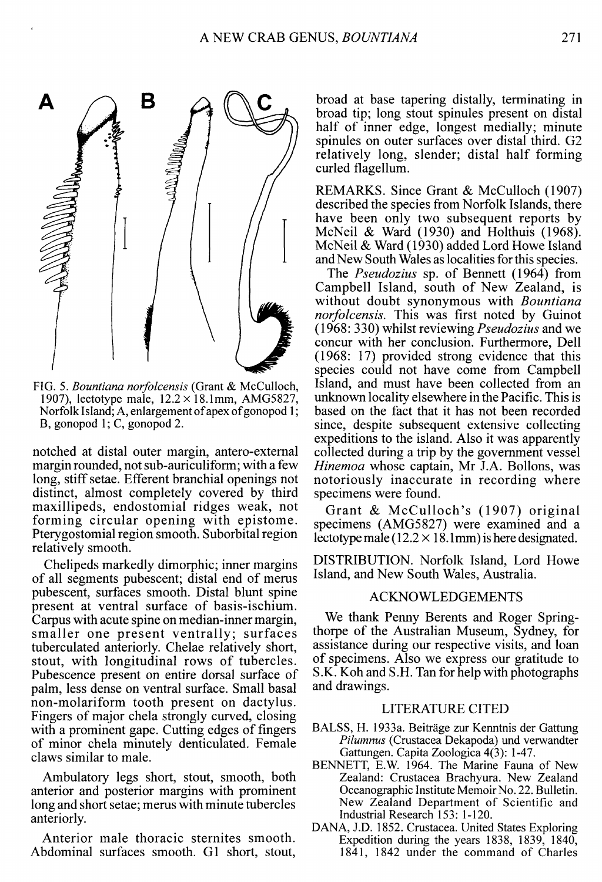FIG. 5. *Bountiana norfolcensis* (Grant & McCulloch, 1907), lectotype male, 12.2 × 18.1mm, AMG5827, Norfolk Island; A, enlargement of apex of gonopod 1; B, gonopod 1; C, gonopod 2.

notched at distal outer margin, antero-external margin rounded, not sub-auriculiform; with a few long, stiff setae. Efferent branchial openings not distinct, almost completely covered by third maxillipeds, endostomial ridges weak, not forming circular opening with epistome. Pterygostomial region smooth. Suborbital region relatively smooth.

Chelipeds markedly dimorphic; inner margins of all segments pubescent; distal end of merus pubescent, surfaces smooth. Distal blunt spine present at ventral surface of basis-ischium. Carpus with acute spine on median-inner margin, smaller one present ventrally; surfaces tuberculated anteriorly. Chelae relatively short, stout, with longitudinal rows of tubercles. Pubescence present on entire dorsal surface of palm, less dense on ventral surface. Small basal non-molariform tooth present on dactylus. Fingers of major chela strongly curved, closing with a prominent gape. Cutting edges of fingers of minor chela minutely denticulated. Female claws similar to male.

Ambulatory legs short, stout, smooth, both anterior and posterior margins with prominent long and short setae; merus with minute tubercles anteriorly.

Anterior male thoracic sternites smooth. Abdominal surfaces smooth. G1 short, stout, broad at base tapering distally, terminating in broad tip; long stout spinules present on distal half of inner edge, longest medially; minute spinules on outer surfaces over distal third. G2 relatively long, slender; distal half forming curled flagellum.

REMARKS. Since Grant & McCulloch (1907) described the species from Norfolk Islands, there have been only two subsequent reports by McNeil & Ward (1930) and Holthuis (1968). McNeil & Ward (1930) added Lord Howe Island and New South Wales as localities for this species.

The *Pseudozius* sp. of Bennett (1964) from Campbell Island, south of New Zealand, is without doubt synonymous with *Bountiana norfolcensis*. This was first noted by Guinot (1968: 330) whilst reviewing *Pseudozius* and we concur with her conclusion. Furthermore, Dell (1968: 17) provided strong evidence that this species could not have come from Campbell Island, and must have been collected from an unknown locality elsewhere in the Pacific. This is based on the fact that it has not been recorded since, despite subsequent extensive collecting expeditions to the island. Also it was apparently collected during a trip by the government vessel *Hinemoa* whose captain, Mr J.A. Bollons, was notoriously inaccurate in recording where specimens were found.

Grant & McCulloch's (1907) original specimens (AMG5827) were examined and a lectotype male (12.2 × 18.1mm) is here designated.

DISTRIBUTION. Norfolk Island, Lord Howe Island, and New South Wales, Australia.

## ACKNOWLEDGEMENTS

We thank Penny Berents and Roger Springthorpe of the Australian Museum, Sydney, for assistance during our respective visits, and loan of specimens. Also we express our gratitude to S.K. Koh and S.H. Tan for help with photographs and drawings.

## LITERATURE CITED

BALSS, H. 1933a. Beiträge zur Kenntnis der Gattung *Pilumnus* (Crustacea Dekapoda) und verwandter Gattungen. Capita Zoologica 4(3): 1-47.

BENNETT, E.W. 1964. The Marine Fauna of New Zealand: Crustacea Brachyura. New Zealand Oceanographic Institute Memoir No. 22. Bulletin. New Zealand Department of Scientific and Industrial Research 153: 1-120.

DANA, J.D. 1852. Crustacea. United States Exploring Expedition during the years 1838, 1839, 1840, 1841, 1842 under the command of Charles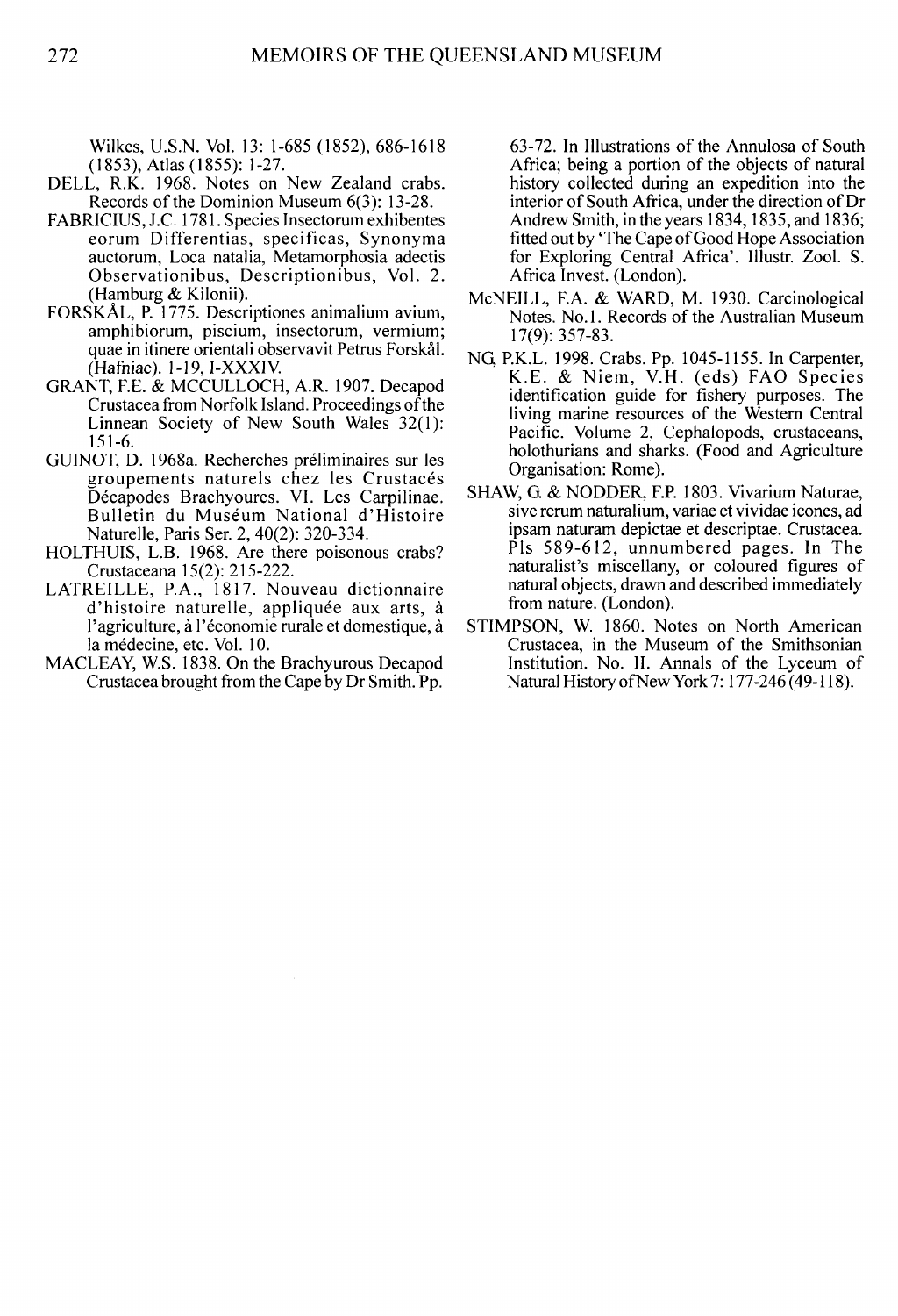Wilkes, U.S.N. Vol. 13: 1-685 (1852), 686-1618 (1853), Atlas (1855): 1-27.

DELL, R.K. 1968. Notes on New Zealand crabs. Records of the Dominion Museum 6(3): 13-28.

FABRICIUS, J.C. 1781. Species Insectorum exhibentes eorum Differentias, specificas, Synonyma auctorum, Loca natalia, Metamorphosia adectis Observationibus, Descriptionibus, Vol. 2. (Hamburg & Kilonii).

FORSKÅL, P. 1775. Descriptiones animalium avium, amphibiorum, piscium, insectorum, vermium; quae in itinere orientali observavit Petrus Forskål. (Hafniae). 1-19, I-XXXIV.

GRANT, F.E. & MCCULLOCH, A.R. 1907. Decapod Crustacea from Norfolk Island. Proceedings of the Linnean Society of New South Wales 32(1): 151-6.

GUINOT, D. 1968a. Recherches préliminaires sur les groupements naturels chez les Crustacés Décapodes Brachyoures. VI. Les Carpilinae. Bulletin du Muséum National d'Histoire Naturelle, Paris Ser. 2, 40(2): 320-334.

HOLTHUIS, L.B. 1968. Are there poisonous crabs? Crustaceana 15(2): 215-222.

LATREILLE, P.A., 1817. Nouveau dictionnaire d'histoire naturelle, appliquée aux arts, à l'agriculture, à l'économie rurale et domestique, à la médecine, etc. Vol. 10.

MACLEAY, W.S. 1838. On the Brachyurous Decapod Crustacea brought from the Cape by Dr Smith. Pp. 63-72. In Illustrations of the Annulosa of South Africa; being a portion of the objects of natural history collected during an expedition into the interior of South Africa, under the direction of Dr Andrew Smith, in the years 1834, 1835, and 1836; fitted out by 'The Cape of Good Hope Association for Exploring Central Africa'. Illustr. Zool. S. Africa Invest. (London).

McNEILL, F.A. & WARD, M. 1930. Carcinological Notes. No.1. Records of the Australian Museum 17(9): 357-83.

NG, P.K.L. 1998. Crabs. Pp. 1045-1155. In Carpenter, K.E. & Niem, V.H. (eds) FAO Species identification guide for fishery purposes. The living marine resources of the Western Central Pacific. Volume 2, Cephalopods, crustaceans, holothurians and sharks. (Food and Agriculture Organisation: Rome).

SHAW, G. & NODDER, F.P. 1803. Vivarium Naturae, sive rerum naturalium, variae et vividae icones, ad ipsam naturam depictae et descriptae. Crustacea. Pls 589-612, unnumbered pages. In The naturalist's miscellany, or coloured figures of natural objects, drawn and described immediately from nature. (London).

STIMPSON, W. 1860. Notes on North American Crustacea, in the Museum of the Smithsonian Institution. No. II. Annals of the Lyceum of Natural History of New York 7: 177-246 (49-118).